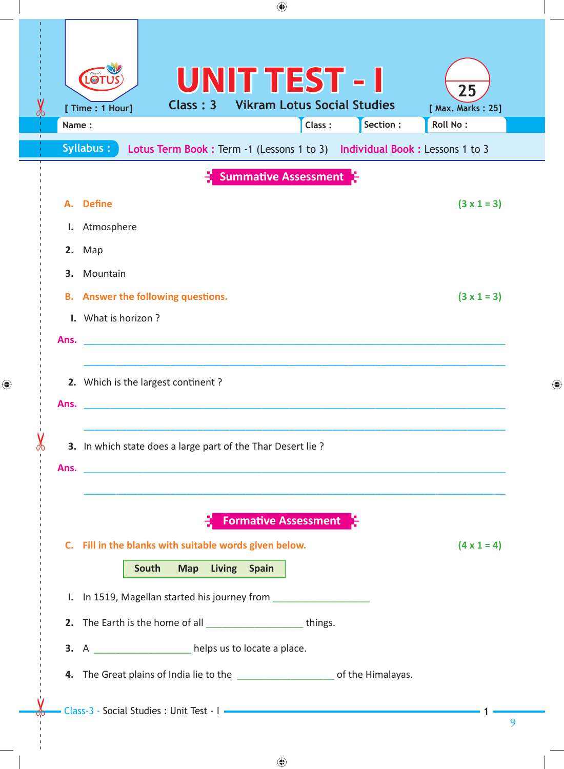# UNIT TEST - I

[ Time : 1 Hour] Class : 3 Vikram Lotus Social Studies [ Max. Marks : 25]

Name : Class : Section : Roll No :

**Syllabus :** Lotus Term Book : Term -1 (Lessons 1 to 3) Individual Book : Lessons 1 to 3

## Summative Assessment

**A. Define** **(3 x 1 = 3)**

1. Atmosphere
2. Map
3. Mountain

**B. Answer the following questions.** **(3 x 1 = 3)**

1. What is horizon ?

**Ans.** ________________________________________

________________________________________

2. Which is the largest continent ?

**Ans.** ________________________________________

________________________________________

3. In which state does a large part of the Thar Desert lie ?

**Ans.** ________________________________________

________________________________________

## Formative Assessment

**C. Fill in the blanks with suitable words given below.** **(4 x 1 = 4)**

| South | Map | Living | Spain |
|---|---|---|---|

1. In 1519, Magellan started his journey from __________________
2. The Earth is the home of all __________________ things.
3. A __________________ helps us to locate a place.
4. The Great plains of India lie to the __________________ of the Himalayas.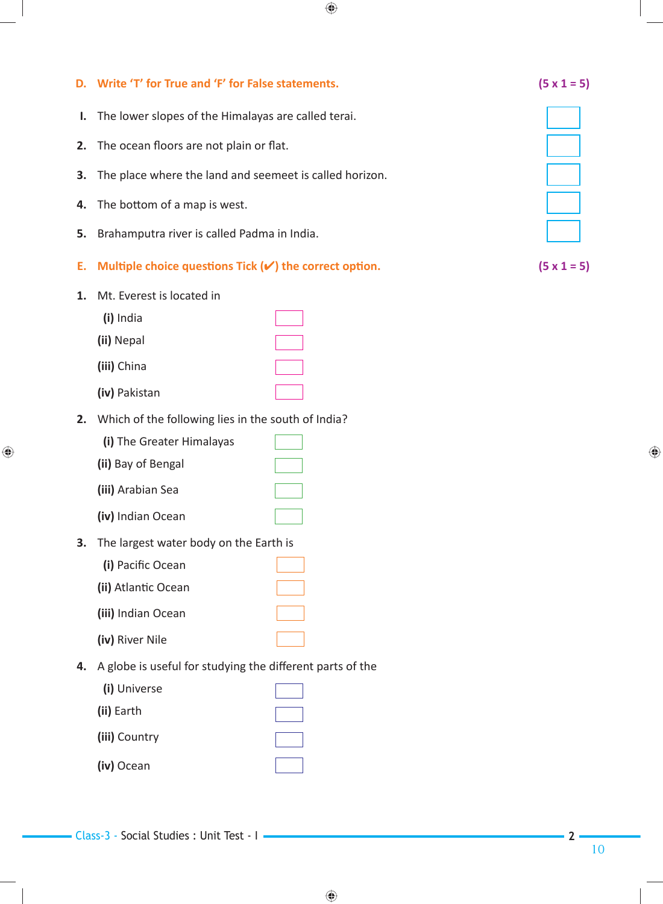**D. Write 'T' for True and 'F' for False statements.** **(5 x 1 = 5)**

I. The lower slopes of the Himalayas are called terai. ☐

2. The ocean floors are not plain or flat. ☐

3. The place where the land and seemeet is called horizon. ☐

4. The bottom of a map is west. ☐

5. Brahamputra river is called Padma in India. ☐

**E. Multiple choice questions Tick (✔) the correct option.** **(5 x 1 = 5)**

1. Mt. Everest is located in
   - **(i)** India ☐
   - **(ii)** Nepal ☐
   - **(iii)** China ☐
   - **(iv)** Pakistan ☐

2. Which of the following lies in the south of India?
   - **(i)** The Greater Himalayas ☐
   - **(ii)** Bay of Bengal ☐
   - **(iii)** Arabian Sea ☐
   - **(iv)** Indian Ocean ☐

3. The largest water body on the Earth is
   - **(i)** Pacific Ocean ☐
   - **(ii)** Atlantic Ocean ☐
   - **(iii)** Indian Ocean ☐
   - **(iv)** River Nile ☐

4. A globe is useful for studying the different parts of the
   - **(i)** Universe ☐
   - **(ii)** Earth ☐
   - **(iii)** Country ☐
   - **(iv)** Ocean ☐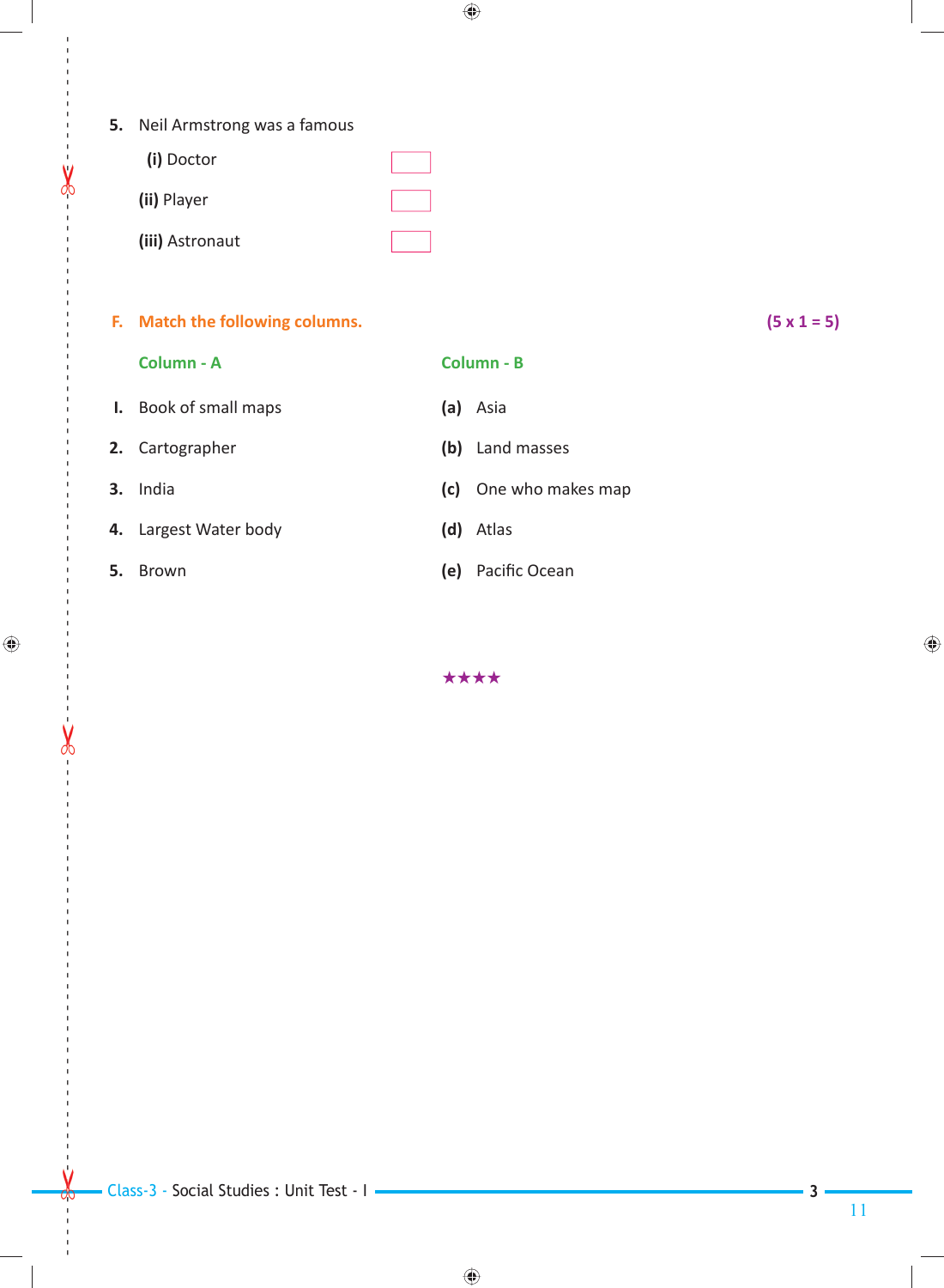5. Neil Armstrong was a famous

   **(i)** Doctor ☐

   **(ii)** Player ☐

   **(iii)** Astronaut ☐

## F. Match the following columns. (5 x 1 = 5)

| Column - A | Column - B |
|---|---|
| **I.** Book of small maps | **(a)** Asia |
| **2.** Cartographer | **(b)** Land masses |
| **3.** India | **(c)** One who makes map |
| **4.** Largest Water body | **(d)** Atlas |
| **5.** Brown | **(e)** Pacific Ocean |

★★★★